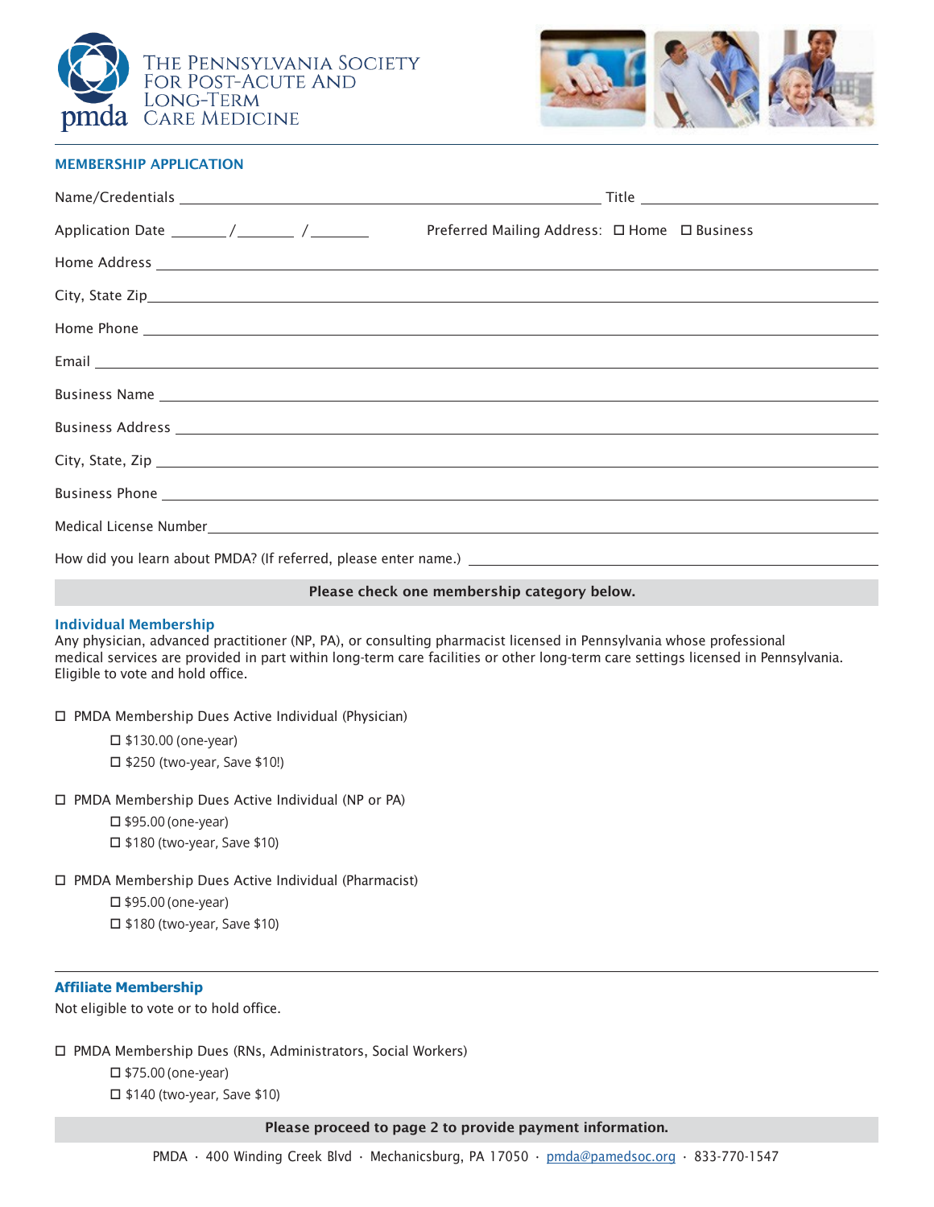# The Pennsylvania Society for Post-Acute and Long-Term Care Medicine

pmda

## MEMBERSHIP APPLICATION

Name/Credentials ______________________________ Title ______________________

Application Date _______ / _______ / _______ Preferred Mailing Address: ☐ Home ☐ Business

Home Address ______________________________________________

City, State Zip ______________________________________________

Home Phone ______________________________________________

Email ______________________________________________

Business Name ______________________________________________

Business Address ______________________________________________

City, State, Zip ______________________________________________

Business Phone ______________________________________________

Medical License Number ______________________________________________

How did you learn about PMDA? (If referred, please enter name.) ______________________________

**Please check one membership category below.**

### Individual Membership

Any physician, advanced practitioner (NP, PA), or consulting pharmacist licensed in Pennsylvania whose professional medical services are provided in part within long-term care facilities or other long-term care settings licensed in Pennsylvania. Eligible to vote and hold office.

☐ PMDA Membership Dues Active Individual (Physician)

- ☐ $130.00 (one-year)
- ☐ $250 (two-year, Save $10!)

☐ PMDA Membership Dues Active Individual (NP or PA)

- ☐ $95.00 (one-year)
- ☐ $180 (two-year, Save $10)

☐ PMDA Membership Dues Active Individual (Pharmacist)

- ☐ $95.00 (one-year)
- ☐ $180 (two-year, Save $10)

### Affiliate Membership

Not eligible to vote or to hold office.

☐ PMDA Membership Dues (RNs, Administrators, Social Workers)

- ☐ $75.00 (one-year)
- ☐ $140 (two-year, Save $10)

**Please proceed to page 2 to provide payment information.**

PMDA · 400 Winding Creek Blvd · Mechanicsburg, PA 17050 · pmda@pamedsoc.org · 833-770-1547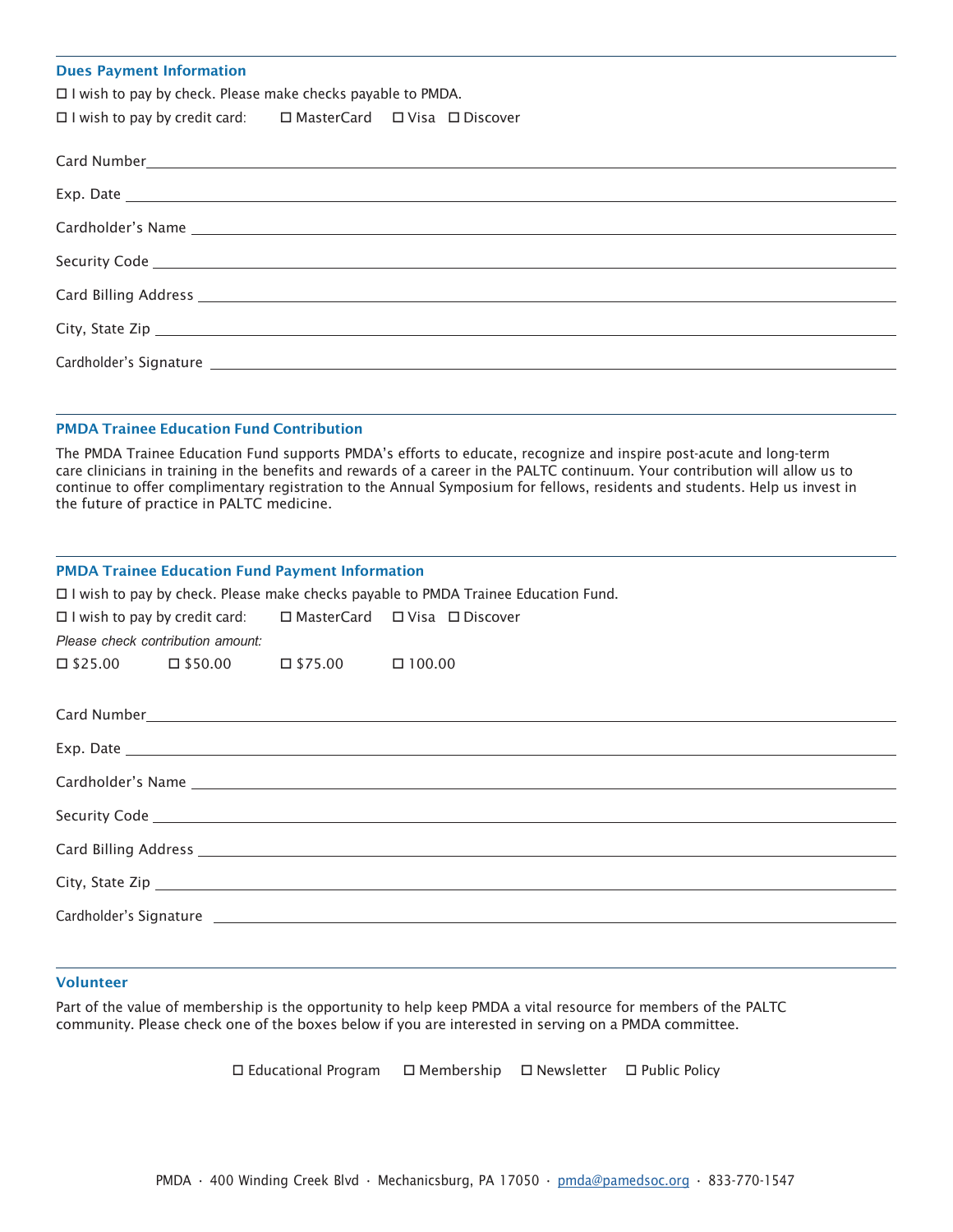## Dues Payment Information

☐ I wish to pay by check. Please make checks payable to PMDA.

☐ I wish to pay by credit card: ☐ MasterCard ☐ Visa ☐ Discover

Card Number\_\_\_\_\_\_\_\_\_\_\_\_\_\_\_\_\_\_\_\_\_\_\_\_\_\_\_\_\_\_

Exp. Date \_\_\_\_\_\_\_\_\_\_\_\_\_\_\_\_\_\_\_\_\_\_\_\_\_\_\_\_\_\_

Cardholder's Name \_\_\_\_\_\_\_\_\_\_\_\_\_\_\_\_\_\_\_\_\_\_\_\_\_\_\_\_\_\_

Security Code \_\_\_\_\_\_\_\_\_\_\_\_\_\_\_\_\_\_\_\_\_\_\_\_\_\_\_\_\_\_

Card Billing Address \_\_\_\_\_\_\_\_\_\_\_\_\_\_\_\_\_\_\_\_\_\_\_\_\_\_\_\_\_\_

City, State Zip \_\_\_\_\_\_\_\_\_\_\_\_\_\_\_\_\_\_\_\_\_\_\_\_\_\_\_\_\_\_

Cardholder's Signature \_\_\_\_\_\_\_\_\_\_\_\_\_\_\_\_\_\_\_\_\_\_\_\_\_\_\_\_\_\_

## PMDA Trainee Education Fund Contribution

The PMDA Trainee Education Fund supports PMDA's efforts to educate, recognize and inspire post-acute and long-term care clinicians in training in the benefits and rewards of a career in the PALTC continuum. Your contribution will allow us to continue to offer complimentary registration to the Annual Symposium for fellows, residents and students. Help us invest in the future of practice in PALTC medicine.

## PMDA Trainee Education Fund Payment Information

☐ I wish to pay by check. Please make checks payable to PMDA Trainee Education Fund.

☐ I wish to pay by credit card: ☐ MasterCard ☐ Visa ☐ Discover

*Please check contribution amount:*

☐ $25.00 ☐ $50.00 ☐ $75.00 ☐ 100.00

Card Number\_\_\_\_\_\_\_\_\_\_\_\_\_\_\_\_\_\_\_\_\_\_\_\_\_\_\_\_\_\_

Exp. Date \_\_\_\_\_\_\_\_\_\_\_\_\_\_\_\_\_\_\_\_\_\_\_\_\_\_\_\_\_\_

Cardholder's Name \_\_\_\_\_\_\_\_\_\_\_\_\_\_\_\_\_\_\_\_\_\_\_\_\_\_\_\_\_\_

Security Code \_\_\_\_\_\_\_\_\_\_\_\_\_\_\_\_\_\_\_\_\_\_\_\_\_\_\_\_\_\_

Card Billing Address \_\_\_\_\_\_\_\_\_\_\_\_\_\_\_\_\_\_\_\_\_\_\_\_\_\_\_\_\_\_

City, State Zip \_\_\_\_\_\_\_\_\_\_\_\_\_\_\_\_\_\_\_\_\_\_\_\_\_\_\_\_\_\_

Cardholder's Signature \_\_\_\_\_\_\_\_\_\_\_\_\_\_\_\_\_\_\_\_\_\_\_\_\_\_\_\_\_\_

## Volunteer

Part of the value of membership is the opportunity to help keep PMDA a vital resource for members of the PALTC community. Please check one of the boxes below if you are interested in serving on a PMDA committee.

☐ Educational Program ☐ Membership ☐ Newsletter ☐ Public Policy

PMDA · 400 Winding Creek Blvd · Mechanicsburg, PA 17050 · pmda@pamedsoc.org · 833-770-1547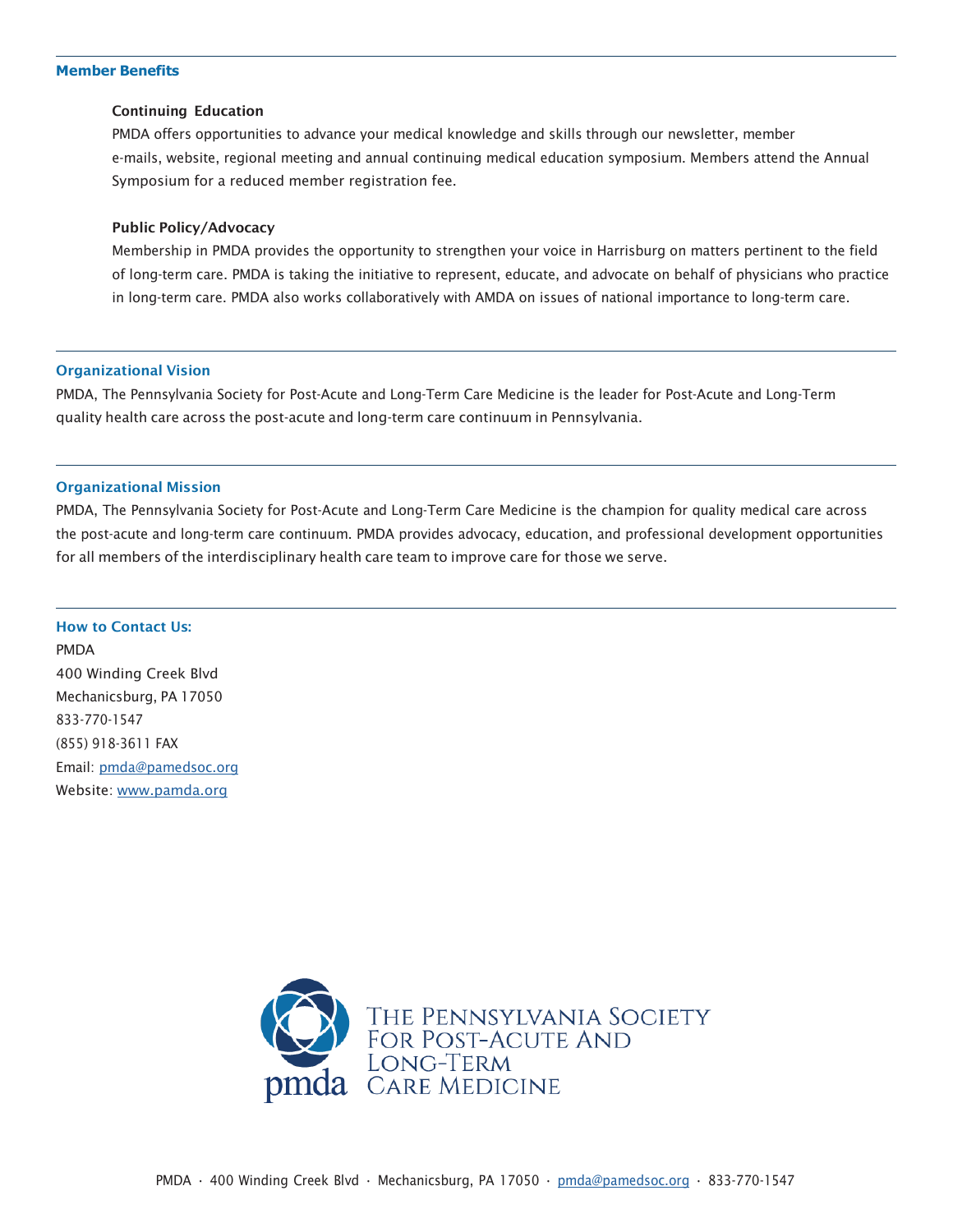## Member Benefits

### Continuing Education

PMDA offers opportunities to advance your medical knowledge and skills through our newsletter, member e-mails, website, regional meeting and annual continuing medical education symposium. Members attend the Annual Symposium for a reduced member registration fee.

### Public Policy/Advocacy

Membership in PMDA provides the opportunity to strengthen your voice in Harrisburg on matters pertinent to the field of long-term care. PMDA is taking the initiative to represent, educate, and advocate on behalf of physicians who practice in long-term care. PMDA also works collaboratively with AMDA on issues of national importance to long-term care.

## Organizational Vision

PMDA, The Pennsylvania Society for Post-Acute and Long-Term Care Medicine is the leader for Post-Acute and Long-Term quality health care across the post-acute and long-term care continuum in Pennsylvania.

## Organizational Mission

PMDA, The Pennsylvania Society for Post-Acute and Long-Term Care Medicine is the champion for quality medical care across the post-acute and long-term care continuum. PMDA provides advocacy, education, and professional development opportunities for all members of the interdisciplinary health care team to improve care for those we serve.

## How to Contact Us:

PMDA
400 Winding Creek Blvd
Mechanicsburg, PA 17050
833-770-1547
(855) 918-3611 FAX
Email: pmda@pamedsoc.org
Website: www.pamda.org

pmda
The Pennsylvania Society For Post-Acute And Long-Term Care Medicine